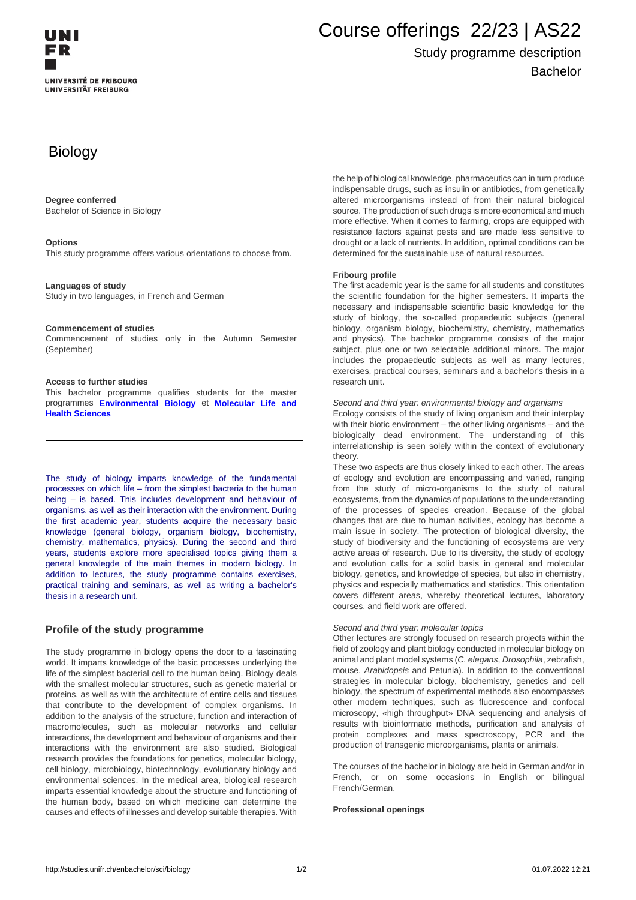# Course offerings 22/23 | AS22

## Study programme description

Bachelor

# Biology

**Degree conferred**
Bachelor of Science in Biology

**Options**
This study programme offers various orientations to choose from.

**Languages of study**
Study in two languages, in French and German

**Commencement of studies**
Commencement of studies only in the Autumn Semester (September)

**Access to further studies**
This bachelor programme qualifies students for the master programmes **Environmental Biology** et **Molecular Life and Health Sciences**

The study of biology imparts knowledge of the fundamental processes on which life – from the simplest bacteria to the human being – is based. This includes development and behaviour of organisms, as well as their interaction with the environment. During the first academic year, students acquire the necessary basic knowledge (general biology, organism biology, biochemistry, chemistry, mathematics, physics). During the second and third years, students explore more specialised topics giving them a general knowlegde of the main themes in modern biology. In addition to lectures, the study programme contains exercises, practical training and seminars, as well as writing a bachelor's thesis in a research unit.

## Profile of the study programme

The study programme in biology opens the door to a fascinating world. It imparts knowledge of the basic processes underlying the life of the simplest bacterial cell to the human being. Biology deals with the smallest molecular structures, such as genetic material or proteins, as well as with the architecture of entire cells and tissues that contribute to the development of complex organisms. In addition to the analysis of the structure, function and interaction of macromolecules, such as molecular networks and cellular interactions, the development and behaviour of organisms and their interactions with the environment are also studied. Biological research provides the foundations for genetics, molecular biology, cell biology, microbiology, biotechnology, evolutionary biology and environmental sciences. In the medical area, biological research imparts essential knowledge about the structure and functioning of the human body, based on which medicine can determine the causes and effects of illnesses and develop suitable therapies. With the help of biological knowledge, pharmaceutics can in turn produce indispensable drugs, such as insulin or antibiotics, from genetically altered microorganisms instead of from their natural biological source. The production of such drugs is more economical and much more effective. When it comes to farming, crops are equipped with resistance factors against pests and are made less sensitive to drought or a lack of nutrients. In addition, optimal conditions can be determined for the sustainable use of natural resources.

**Fribourg profile**
The first academic year is the same for all students and constitutes the scientific foundation for the higher semesters. It imparts the necessary and indispensable scientific basic knowledge for the study of biology, the so-called propaedeutic subjects (general biology, organism biology, biochemistry, chemistry, mathematics and physics). The bachelor programme consists of the major subject, plus one or two selectable additional minors. The major includes the propaedeutic subjects as well as many lectures, exercises, practical courses, seminars and a bachelor's thesis in a research unit.

*Second and third year: environmental biology and organisms*
Ecology consists of the study of living organism and their interplay with their biotic environment – the other living organisms – and the biologically dead environment. The understanding of this interrelationship is seen solely within the context of evolutionary theory.
These two aspects are thus closely linked to each other. The areas of ecology and evolution are encompassing and varied, ranging from the study of micro-organisms to the study of natural ecosystems, from the dynamics of populations to the understanding of the processes of species creation. Because of the global changes that are due to human activities, ecology has become a main issue in society. The protection of biological diversity, the study of biodiversity and the functioning of ecosystems are very active areas of research. Due to its diversity, the study of ecology and evolution calls for a solid basis in general and molecular biology, genetics, and knowledge of species, but also in chemistry, physics and especially mathematics and statistics. This orientation covers different areas, whereby theoretical lectures, laboratory courses, and field work are offered.

*Second and third year: molecular topics*
Other lectures are strongly focused on research projects within the field of zoology and plant biology conducted in molecular biology on animal and plant model systems (*C. elegans*, *Drosophila*, zebrafish, mouse, *Arabidopsis* and Petunia). In addition to the conventional strategies in molecular biology, biochemistry, genetics and cell biology, the spectrum of experimental methods also encompasses other modern techniques, such as fluorescence and confocal microscopy, «high throughput» DNA sequencing and analysis of results with bioinformatic methods, purification and analysis of protein complexes and mass spectroscopy, PCR and the production of transgenic microorganisms, plants or animals.

The courses of the bachelor in biology are held in German and/or in French, or on some occasions in English or bilingual French/German.

**Professional openings**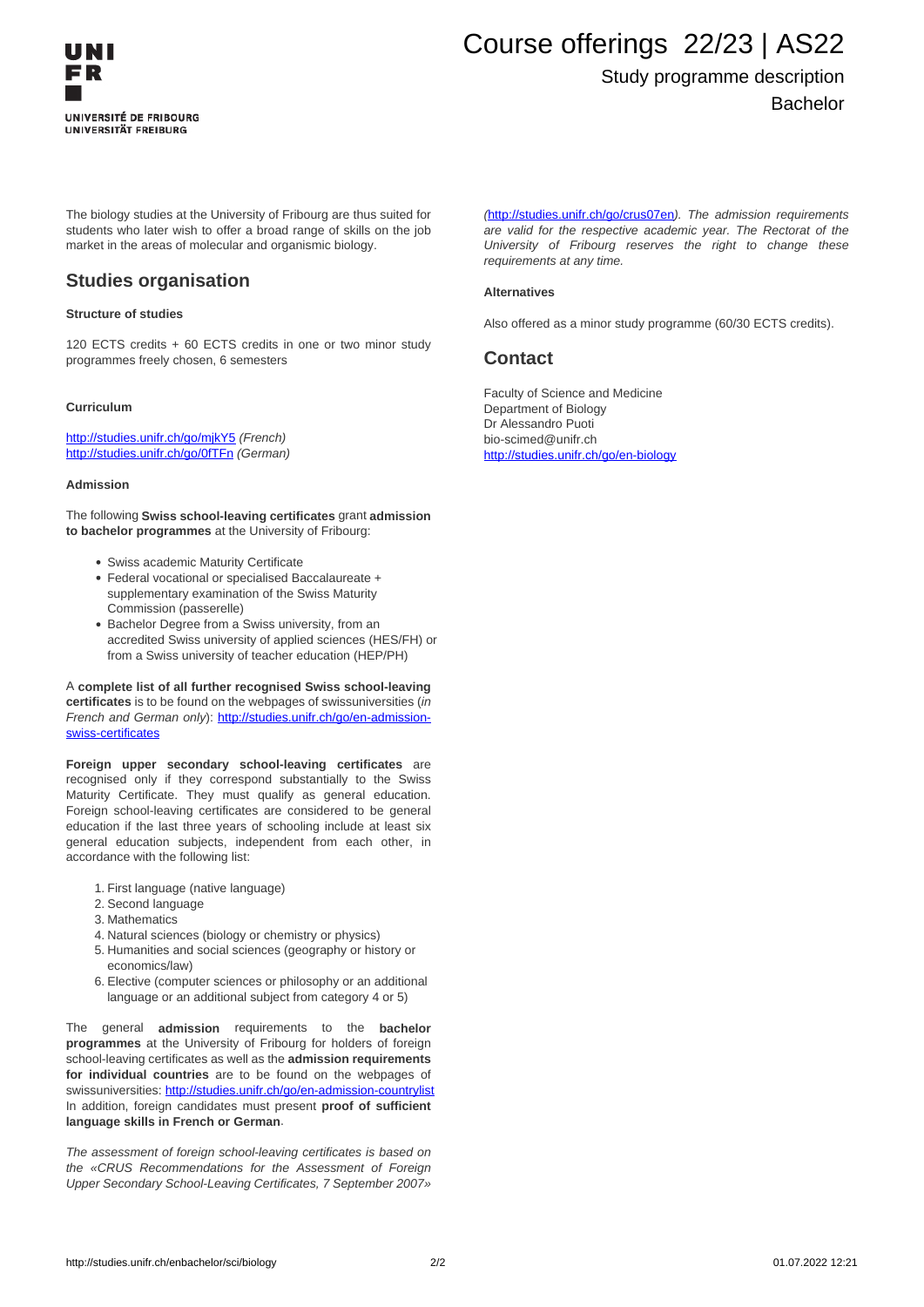The biology studies at the University of Fribourg are thus suited for students who later wish to offer a broad range of skills on the job market in the areas of molecular and organismic biology.

## Studies organisation

#### Structure of studies

120 ECTS credits + 60 ECTS credits in one or two minor study programmes freely chosen, 6 semesters

#### Curriculum

http://studies.unifr.ch/go/mjkY5 *(French)*
http://studies.unifr.ch/go/0fTFn *(German)*

#### Admission

The following **Swiss school-leaving certificates** grant **admission to bachelor programmes** at the University of Fribourg:

- Swiss academic Maturity Certificate
- Federal vocational or specialised Baccalaureate + supplementary examination of the Swiss Maturity Commission (passerelle)
- Bachelor Degree from a Swiss university, from an accredited Swiss university of applied sciences (HES/FH) or from a Swiss university of teacher education (HEP/PH)

A **complete list of all further recognised Swiss school-leaving certificates** is to be found on the webpages of swissuniversities (*in French and German only*): http://studies.unifr.ch/go/en-admission-swiss-certificates

**Foreign upper secondary school-leaving certificates** are recognised only if they correspond substantially to the Swiss Maturity Certificate. They must qualify as general education. Foreign school-leaving certificates are considered to be general education if the last three years of schooling include at least six general education subjects, independent from each other, in accordance with the following list:

1. First language (native language)
2. Second language
3. Mathematics
4. Natural sciences (biology or chemistry or physics)
5. Humanities and social sciences (geography or history or economics/law)
6. Elective (computer sciences or philosophy or an additional language or an additional subject from category 4 or 5)

The general **admission** requirements to the **bachelor programmes** at the University of Fribourg for holders of foreign school-leaving certificates as well as the **admission requirements for individual countries** are to be found on the webpages of swissuniversities: http://studies.unifr.ch/go/en-admission-countrylist
In addition, foreign candidates must present **proof of sufficient language skills in French or German**.

*The assessment of foreign school-leaving certificates is based on the «CRUS Recommendations for the Assessment of Foreign Upper Secondary School-Leaving Certificates, 7 September 2007» (http://studies.unifr.ch/go/crus07en). The admission requirements are valid for the respective academic year. The Rectorat of the University of Fribourg reserves the right to change these requirements at any time.*

#### Alternatives

Also offered as a minor study programme (60/30 ECTS credits).

## Contact

Faculty of Science and Medicine
Department of Biology
Dr Alessandro Puoti
bio-scimed@unifr.ch
http://studies.unifr.ch/go/en-biology